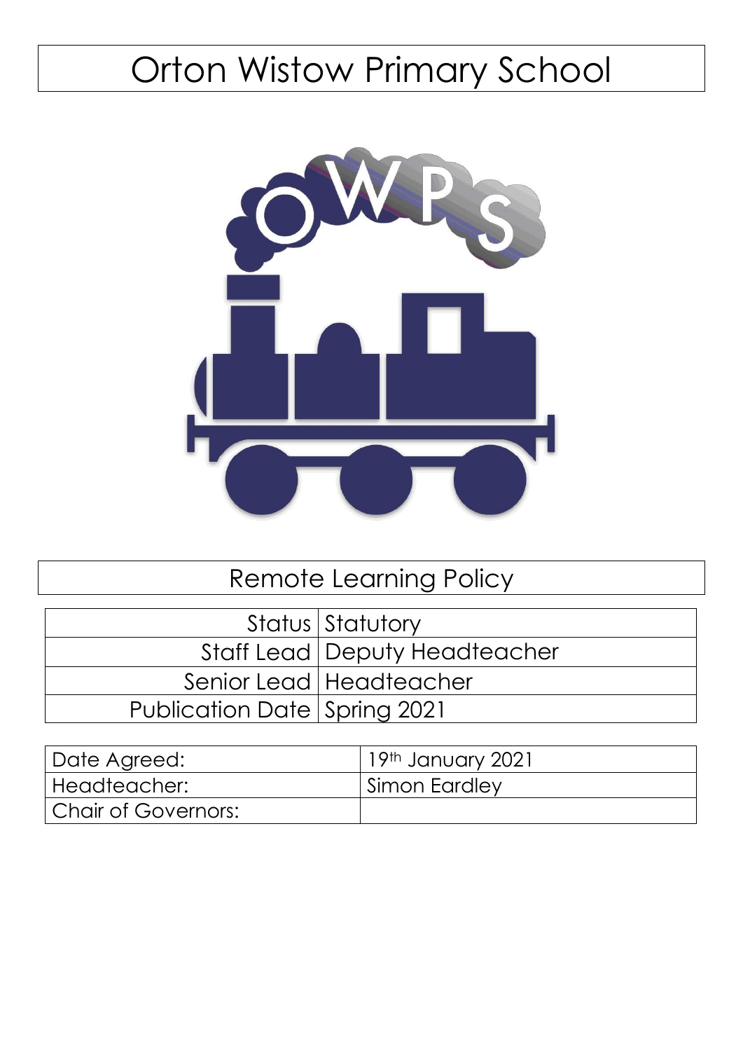# Orton Wistow Primary School

## Remote Learning Policy

| | |
|---|---|
| Status | Statutory |
| Staff Lead | Deputy Headteacher |
| Senior Lead | Headteacher |
| Publication Date | Spring 2021 |

| | |
|---|---|
| Date Agreed: | 19th January 2021 |
| Headteacher: | Simon Eardley |
| Chair of Governors: | |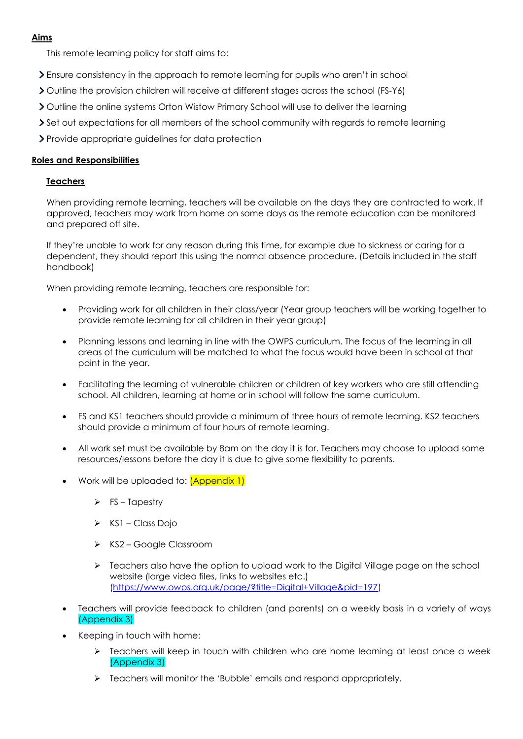## Aims

This remote learning policy for staff aims to:

- Ensure consistency in the approach to remote learning for pupils who aren't in school
- Outline the provision children will receive at different stages across the school (FS-Y6)
- Outline the online systems Orton Wistow Primary School will use to deliver the learning
- Set out expectations for all members of the school community with regards to remote learning
- Provide appropriate guidelines for data protection

## Roles and Responsibilities

### Teachers

When providing remote learning, teachers will be available on the days they are contracted to work. If approved, teachers may work from home on some days as the remote education can be monitored and prepared off site.

If they're unable to work for any reason during this time, for example due to sickness or caring for a dependent, they should report this using the normal absence procedure. (Details included in the staff handbook)

When providing remote learning, teachers are responsible for:

- Providing work for all children in their class/year (Year group teachers will be working together to provide remote learning for all children in their year group)
- Planning lessons and learning in line with the OWPS curriculum. The focus of the learning in all areas of the curriculum will be matched to what the focus would have been in school at that point in the year.
- Facilitating the learning of vulnerable children or children of key workers who are still attending school. All children, learning at home or in school will follow the same curriculum.
- FS and KS1 teachers should provide a minimum of three hours of remote learning. KS2 teachers should provide a minimum of four hours of remote learning.
- All work set must be available by 8am on the day it is for. Teachers may choose to upload some resources/lessons before the day it is due to give some flexibility to parents.
- Work will be uploaded to: (Appendix 1)
  - FS – Tapestry
  - KS1 – Class Dojo
  - KS2 – Google Classroom
  - Teachers also have the option to upload work to the Digital Village page on the school website (large video files, links to websites etc.) (https://www.owps.org.uk/page/?title=Digital+Village&pid=197)
- Teachers will provide feedback to children (and parents) on a weekly basis in a variety of ways (Appendix 3)
- Keeping in touch with home:
  - Teachers will keep in touch with children who are home learning at least once a week (Appendix 3)
  - Teachers will monitor the 'Bubble' emails and respond appropriately.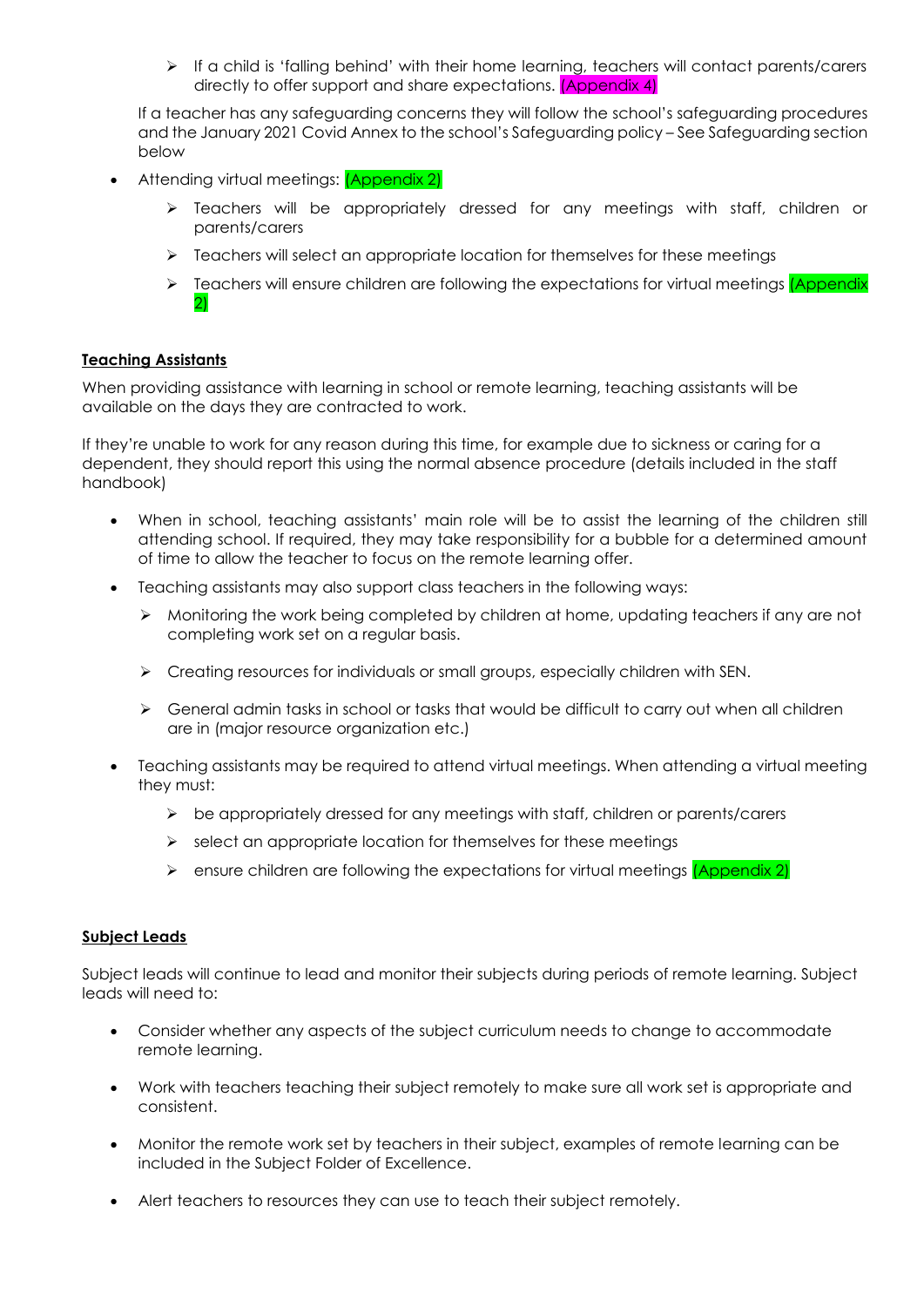- If a child is 'falling behind' with their home learning, teachers will contact parents/carers directly to offer support and share expectations. (Appendix 4)

  If a teacher has any safeguarding concerns they will follow the school's safeguarding procedures and the January 2021 Covid Annex to the school's Safeguarding policy – See Safeguarding section below

- Attending virtual meetings: (Appendix 2)
  - Teachers will be appropriately dressed for any meetings with staff, children or parents/carers
  - Teachers will select an appropriate location for themselves for these meetings
  - Teachers will ensure children are following the expectations for virtual meetings (Appendix 2)

**Teaching Assistants**

When providing assistance with learning in school or remote learning, teaching assistants will be available on the days they are contracted to work.

If they're unable to work for any reason during this time, for example due to sickness or caring for a dependent, they should report this using the normal absence procedure (details included in the staff handbook)

- When in school, teaching assistants' main role will be to assist the learning of the children still attending school. If required, they may take responsibility for a bubble for a determined amount of time to allow the teacher to focus on the remote learning offer.
- Teaching assistants may also support class teachers in the following ways:
  - Monitoring the work being completed by children at home, updating teachers if any are not completing work set on a regular basis.
  - Creating resources for individuals or small groups, especially children with SEN.
  - General admin tasks in school or tasks that would be difficult to carry out when all children are in (major resource organization etc.)
- Teaching assistants may be required to attend virtual meetings. When attending a virtual meeting they must:
  - be appropriately dressed for any meetings with staff, children or parents/carers
  - select an appropriate location for themselves for these meetings
  - ensure children are following the expectations for virtual meetings (Appendix 2)

**Subject Leads**

Subject leads will continue to lead and monitor their subjects during periods of remote learning. Subject leads will need to:

- Consider whether any aspects of the subject curriculum needs to change to accommodate remote learning.
- Work with teachers teaching their subject remotely to make sure all work set is appropriate and consistent.
- Monitor the remote work set by teachers in their subject, examples of remote learning can be included in the Subject Folder of Excellence.
- Alert teachers to resources they can use to teach their subject remotely.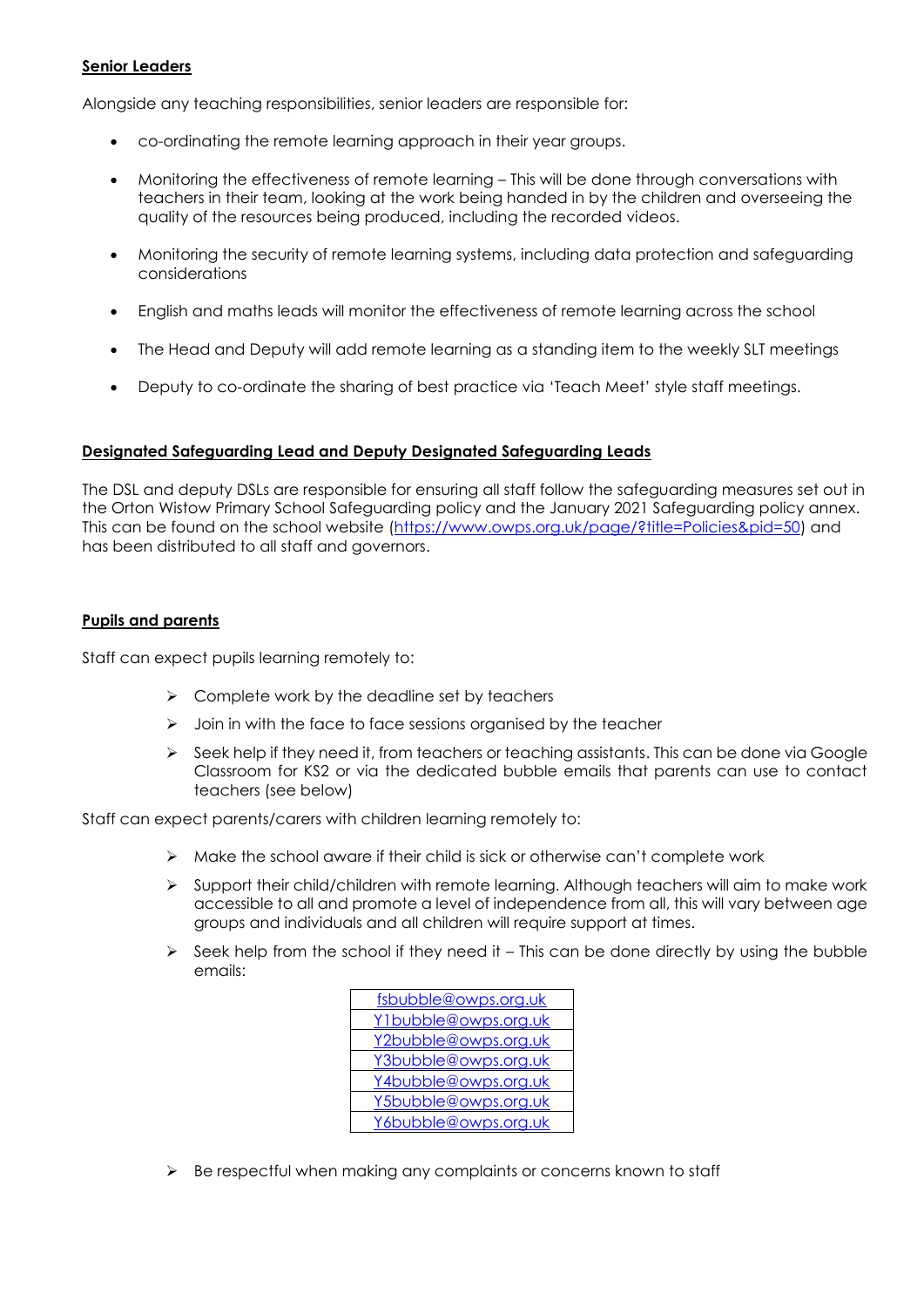**Senior Leaders**

Alongside any teaching responsibilities, senior leaders are responsible for:

- co-ordinating the remote learning approach in their year groups.
- Monitoring the effectiveness of remote learning – This will be done through conversations with teachers in their team, looking at the work being handed in by the children and overseeing the quality of the resources being produced, including the recorded videos.
- Monitoring the security of remote learning systems, including data protection and safeguarding considerations
- English and maths leads will monitor the effectiveness of remote learning across the school
- The Head and Deputy will add remote learning as a standing item to the weekly SLT meetings
- Deputy to co-ordinate the sharing of best practice via 'Teach Meet' style staff meetings.

**Designated Safeguarding Lead and Deputy Designated Safeguarding Leads**

The DSL and deputy DSLs are responsible for ensuring all staff follow the safeguarding measures set out in the Orton Wistow Primary School Safeguarding policy and the January 2021 Safeguarding policy annex. This can be found on the school website (https://www.owps.org.uk/page/?title=Policies&pid=50) and has been distributed to all staff and governors.

**Pupils and parents**

Staff can expect pupils learning remotely to:

- Complete work by the deadline set by teachers
- Join in with the face to face sessions organised by the teacher
- Seek help if they need it, from teachers or teaching assistants. This can be done via Google Classroom for KS2 or via the dedicated bubble emails that parents can use to contact teachers (see below)

Staff can expect parents/carers with children learning remotely to:

- Make the school aware if their child is sick or otherwise can't complete work
- Support their child/children with remote learning. Although teachers will aim to make work accessible to all and promote a level of independence from all, this will vary between age groups and individuals and all children will require support at times.
- Seek help from the school if they need it – This can be done directly by using the bubble emails:

| fsbubble@owps.org.uk |
| --- |
| Y1bubble@owps.org.uk |
| Y2bubble@owps.org.uk |
| Y3bubble@owps.org.uk |
| Y4bubble@owps.org.uk |
| Y5bubble@owps.org.uk |
| Y6bubble@owps.org.uk |

- Be respectful when making any complaints or concerns known to staff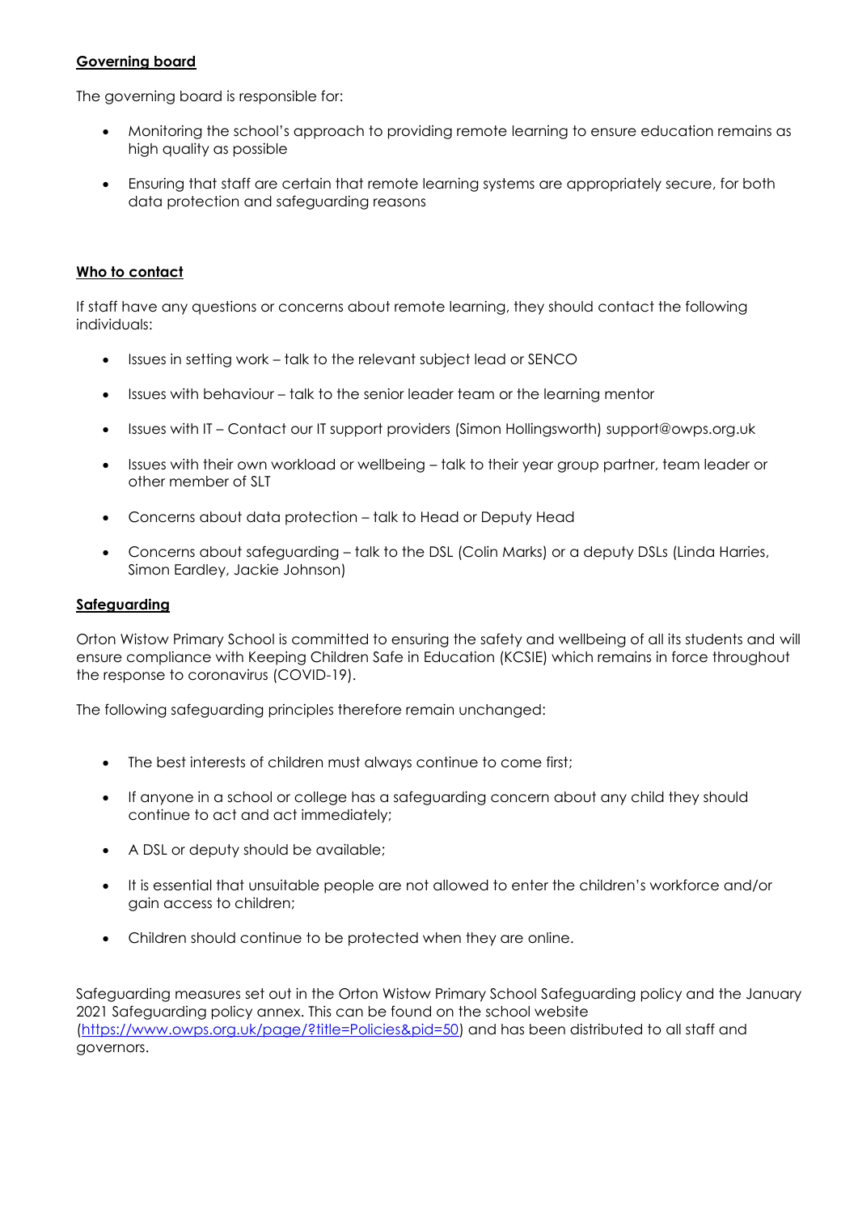**Governing board**

The governing board is responsible for:

- Monitoring the school's approach to providing remote learning to ensure education remains as high quality as possible
- Ensuring that staff are certain that remote learning systems are appropriately secure, for both data protection and safeguarding reasons

**Who to contact**

If staff have any questions or concerns about remote learning, they should contact the following individuals:

- Issues in setting work – talk to the relevant subject lead or SENCO
- Issues with behaviour – talk to the senior leader team or the learning mentor
- Issues with IT – Contact our IT support providers (Simon Hollingsworth) support@owps.org.uk
- Issues with their own workload or wellbeing – talk to their year group partner, team leader or other member of SLT
- Concerns about data protection – talk to Head or Deputy Head
- Concerns about safeguarding – talk to the DSL (Colin Marks) or a deputy DSLs (Linda Harries, Simon Eardley, Jackie Johnson)

**Safeguarding**

Orton Wistow Primary School is committed to ensuring the safety and wellbeing of all its students and will ensure compliance with Keeping Children Safe in Education (KCSIE) which remains in force throughout the response to coronavirus (COVID-19).

The following safeguarding principles therefore remain unchanged:

- The best interests of children must always continue to come first;
- If anyone in a school or college has a safeguarding concern about any child they should continue to act and act immediately;
- A DSL or deputy should be available;
- It is essential that unsuitable people are not allowed to enter the children's workforce and/or gain access to children;
- Children should continue to be protected when they are online.

Safeguarding measures set out in the Orton Wistow Primary School Safeguarding policy and the January 2021 Safeguarding policy annex. This can be found on the school website (https://www.owps.org.uk/page/?title=Policies&pid=50) and has been distributed to all staff and governors.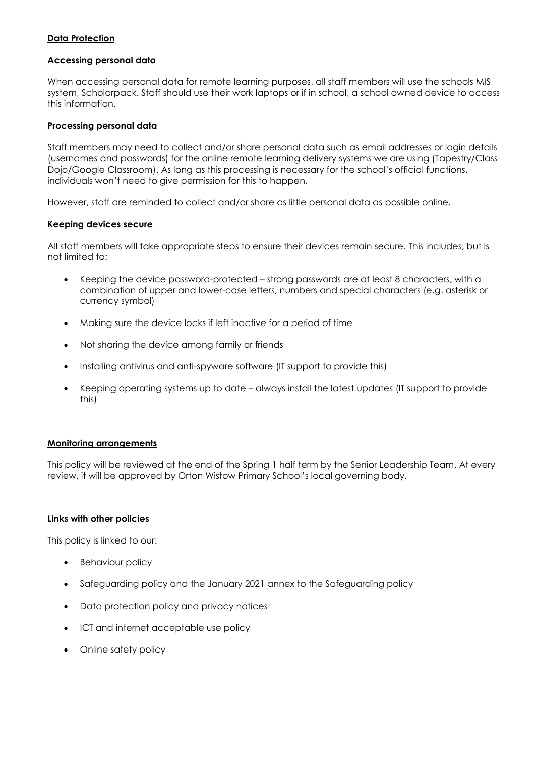## Data Protection

### Accessing personal data

When accessing personal data for remote learning purposes, all staff members will use the schools MIS system, Scholarpack. Staff should use their work laptops or if in school, a school owned device to access this information.

### Processing personal data

Staff members may need to collect and/or share personal data such as email addresses or login details (usernames and passwords) for the online remote learning delivery systems we are using (Tapestry/Class Dojo/Google Classroom). As long as this processing is necessary for the school's official functions, individuals won't need to give permission for this to happen.

However, staff are reminded to collect and/or share as little personal data as possible online.

### Keeping devices secure

All staff members will take appropriate steps to ensure their devices remain secure. This includes, but is not limited to:

- Keeping the device password-protected – strong passwords are at least 8 characters, with a combination of upper and lower-case letters, numbers and special characters (e.g. asterisk or currency symbol)
- Making sure the device locks if left inactive for a period of time
- Not sharing the device among family or friends
- Installing antivirus and anti-spyware software (IT support to provide this)
- Keeping operating systems up to date – always install the latest updates (IT support to provide this)

## Monitoring arrangements

This policy will be reviewed at the end of the Spring 1 half term by the Senior Leadership Team. At every review, it will be approved by Orton Wistow Primary School's local governing body.

## Links with other policies

This policy is linked to our:

- Behaviour policy
- Safeguarding policy and the January 2021 annex to the Safeguarding policy
- Data protection policy and privacy notices
- ICT and internet acceptable use policy
- Online safety policy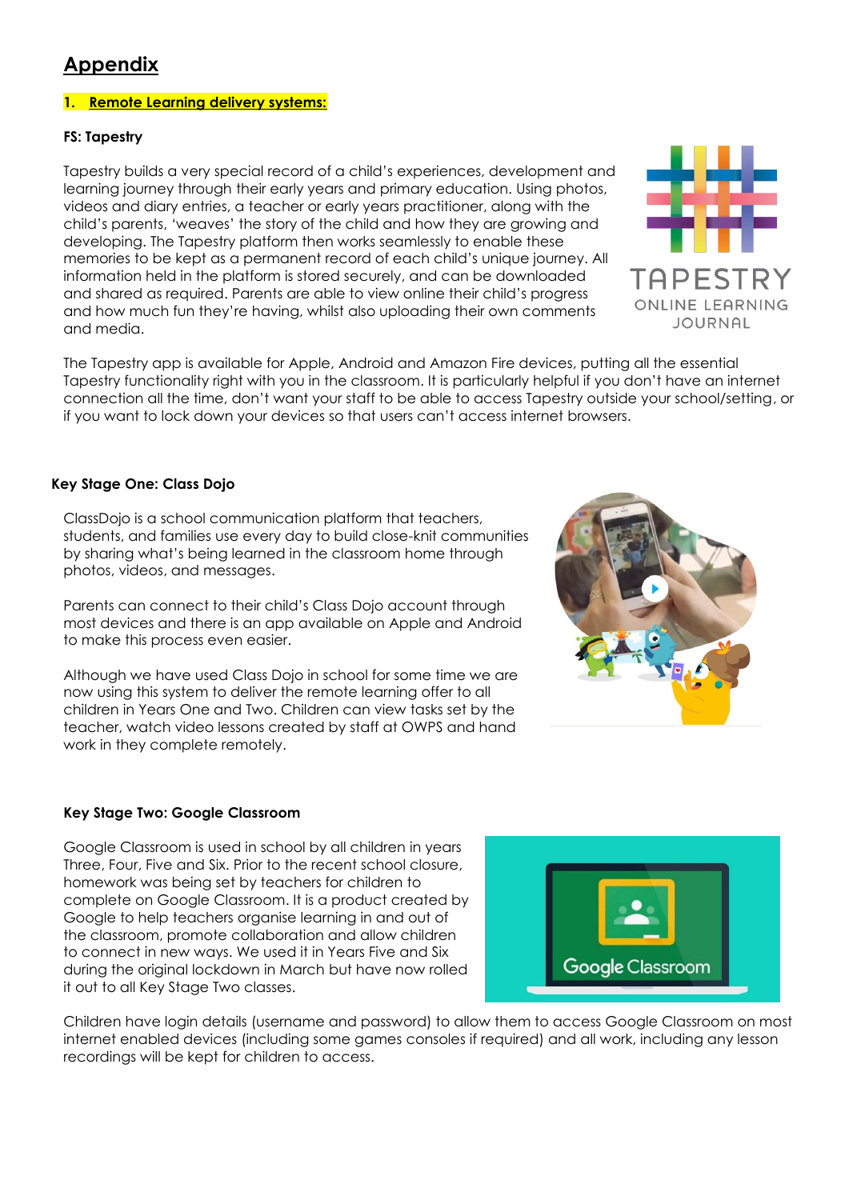# Appendix

## 1. Remote Learning delivery systems:

**FS: Tapestry**

Tapestry builds a very special record of a child's experiences, development and learning journey through their early years and primary education. Using photos, videos and diary entries, a teacher or early years practitioner, along with the child's parents, 'weaves' the story of the child and how they are growing and developing. The Tapestry platform then works seamlessly to enable these memories to be kept as a permanent record of each child's unique journey. All information held in the platform is stored securely, and can be downloaded and shared as required. Parents are able to view online their child's progress and how much fun they're having, whilst also uploading their own comments and media.

The Tapestry app is available for Apple, Android and Amazon Fire devices, putting all the essential Tapestry functionality right with you in the classroom. It is particularly helpful if you don't have an internet connection all the time, don't want your staff to be able to access Tapestry outside your school/setting, or if you want to lock down your devices so that users can't access internet browsers.

**Key Stage One: Class Dojo**

ClassDojo is a school communication platform that teachers, students, and families use every day to build close-knit communities by sharing what's being learned in the classroom home through photos, videos, and messages.

Parents can connect to their child's Class Dojo account through most devices and there is an app available on Apple and Android to make this process even easier.

Although we have used Class Dojo in school for some time we are now using this system to deliver the remote learning offer to all children in Years One and Two. Children can view tasks set by the teacher, watch video lessons created by staff at OWPS and hand work in they complete remotely.

**Key Stage Two: Google Classroom**

Google Classroom is used in school by all children in years Three, Four, Five and Six. Prior to the recent school closure, homework was being set by teachers for children to complete on Google Classroom. It is a product created by Google to help teachers organise learning in and out of the classroom, promote collaboration and allow children to connect in new ways. We used it in Years Five and Six during the original lockdown in March but have now rolled it out to all Key Stage Two classes.

Children have login details (username and password) to allow them to access Google Classroom on most internet enabled devices (including some games consoles if required) and all work, including any lesson recordings will be kept for children to access.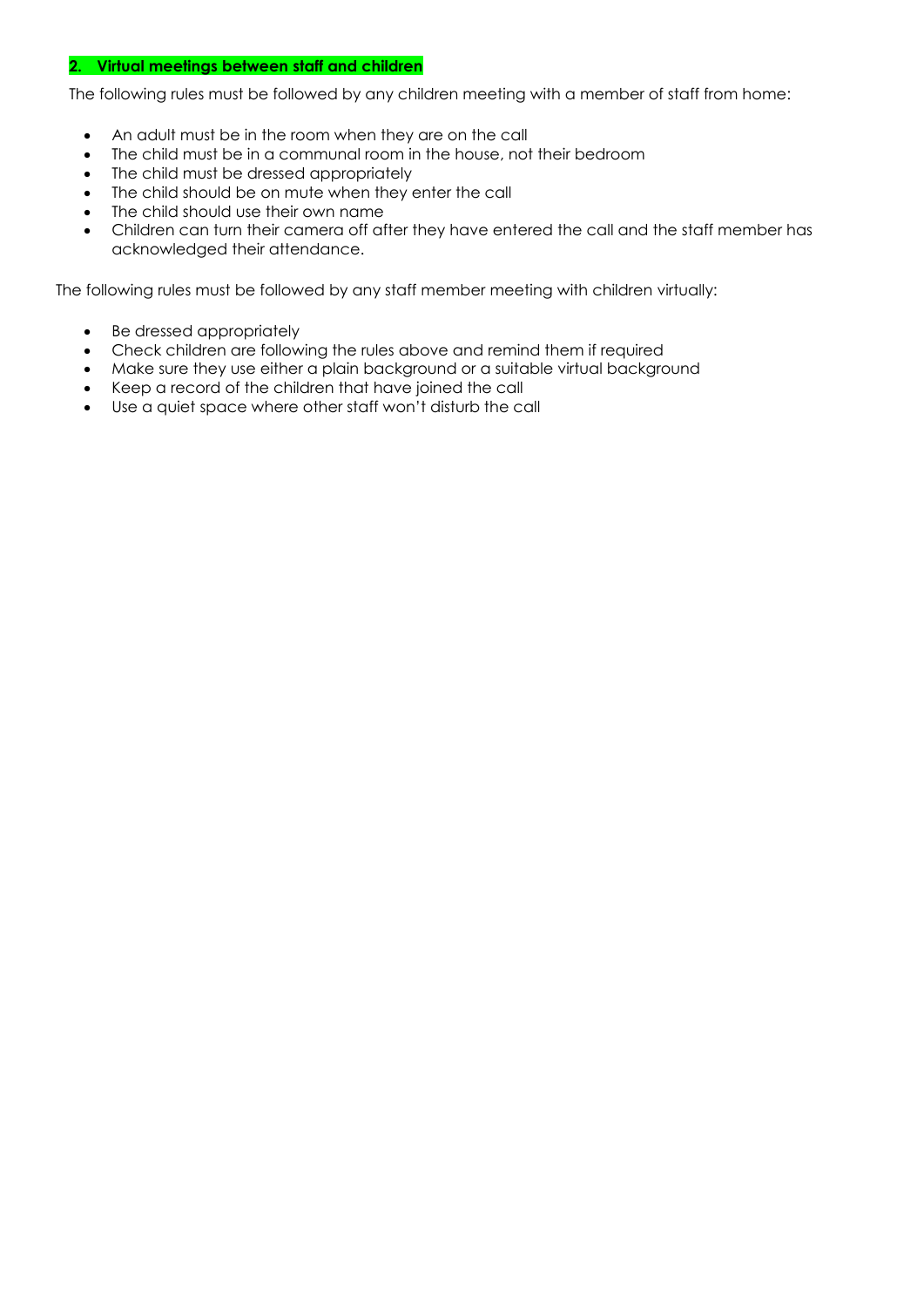## 2. Virtual meetings between staff and children

The following rules must be followed by any children meeting with a member of staff from home:

- An adult must be in the room when they are on the call
- The child must be in a communal room in the house, not their bedroom
- The child must be dressed appropriately
- The child should be on mute when they enter the call
- The child should use their own name
- Children can turn their camera off after they have entered the call and the staff member has acknowledged their attendance.

The following rules must be followed by any staff member meeting with children virtually:

- Be dressed appropriately
- Check children are following the rules above and remind them if required
- Make sure they use either a plain background or a suitable virtual background
- Keep a record of the children that have joined the call
- Use a quiet space where other staff won't disturb the call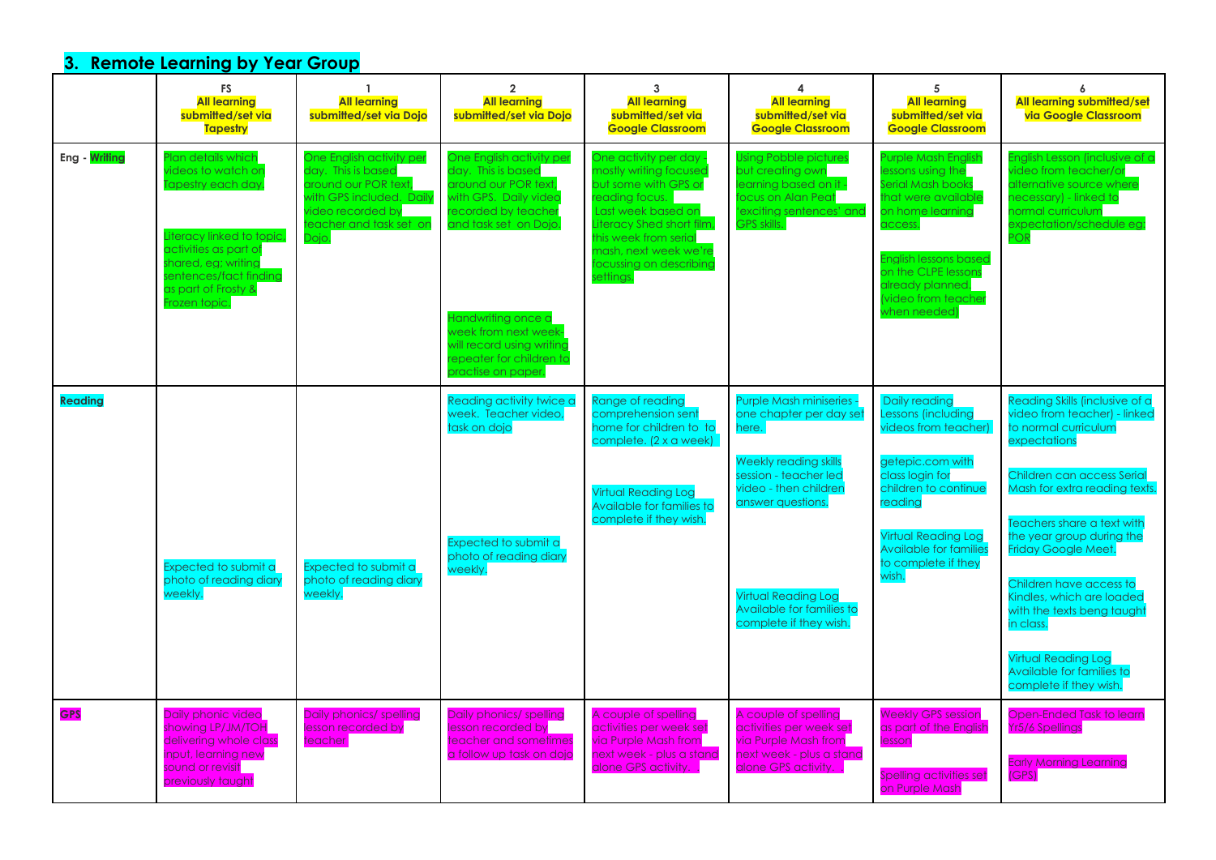## 3. Remote Learning by Year Group

| | FS<br>**All learning submitted/set via Tapestry** | 1<br>**All learning submitted/set via Dojo** | 2<br>**All learning submitted/set via Dojo** | 3<br>**All learning submitted/set via Google Classroom** | 4<br>**All learning submitted/set via Google Classroom** | 5<br>**All learning submitted/set via Google Classroom** | 6<br>**All learning submitted/set via Google Classroom** |
|---|---|---|---|---|---|---|---|
| **Eng - Writing** | Plan details which videos to watch on Tapestry each day.<br><br>Literacy linked to topic, activities as part of shared, eg: writing sentences/fact finding as part of Frosty & Frozen topic. | One English activity per day. This is based around our POR text, with GPS included. Daily video recorded by teacher and task set on Dojo. | One English activity per day. This is based around our POR text, with GPS. Daily video recorded by teacher and task set on Dojo.<br><br>Handwriting once a week from next week- will record using writing repeater for children to practise on paper. | One activity per day - mostly writing focused but some with GPS or reading focus.<br>Last week based on Literacy Shed short film, this week from serial mash, next week we're focussing on describing settings. | Using Pobble pictures but creating own learning based on it - focus on Alan Peat 'exciting sentences' and GPS skills. | Purple Mash English lessons using the Serial Mash books that were available on home learning access.<br><br>English lessons based on the CLPE lessons already planned. (video from teacher when needed) | English Lesson (inclusive of a video from teacher/or alternative source where necessary) - linked to normal curriculum expectation/schedule eg: POR |
| **Reading** | Expected to submit a photo of reading diary weekly. | Expected to submit a photo of reading diary weekly. | Reading activity twice a week. Teacher video, task on dojo<br><br>Expected to submit a photo of reading diary weekly. | Range of reading comprehension sent home for children to to complete. (2 x a week)<br><br>Virtual Reading Log Available for families to complete if they wish. | Purple Mash miniseries - one chapter per day set here.<br><br>Weekly reading skills session - teacher led video - then children answer questions.<br><br>Virtual Reading Log Available for families to complete if they wish. | Daily reading Lessons (including videos from teacher)<br><br>getepic.com with class login for children to continue reading<br><br>Virtual Reading Log Available for families to complete if they wish. | Reading Skills (inclusive of a video from teacher) - linked to normal curriculum expectations<br><br>Children can access Serial Mash for extra reading texts.<br><br>Teachers share a text with the year group during the Friday Google Meet.<br><br>Children have access to Kindles, which are loaded with the texts beng taught in class.<br><br>Virtual Reading Log Available for families to complete if they wish. |
| **GPS** | Daily phonic video showing LP/JM/TOH delivering whole class input, learning new sound or revisit previously taught | Daily phonics/ spelling lesson recorded by teacher | Daily phonics/ spelling lesson recorded by teacher and sometimes a follow up task on dojo | A couple of spelling activities per week set via Purple Mash from next week - plus a stand alone GPS activity. | A couple of spelling activities per week set via Purple Mash from next week - plus a stand alone GPS activity. | Weekly GPS session as part of the English lesson<br><br>Spelling activities set on Purple Mash | Open-Ended Task to learn Yr5/6 Spellings<br><br>Early Morning Learning (GPS) |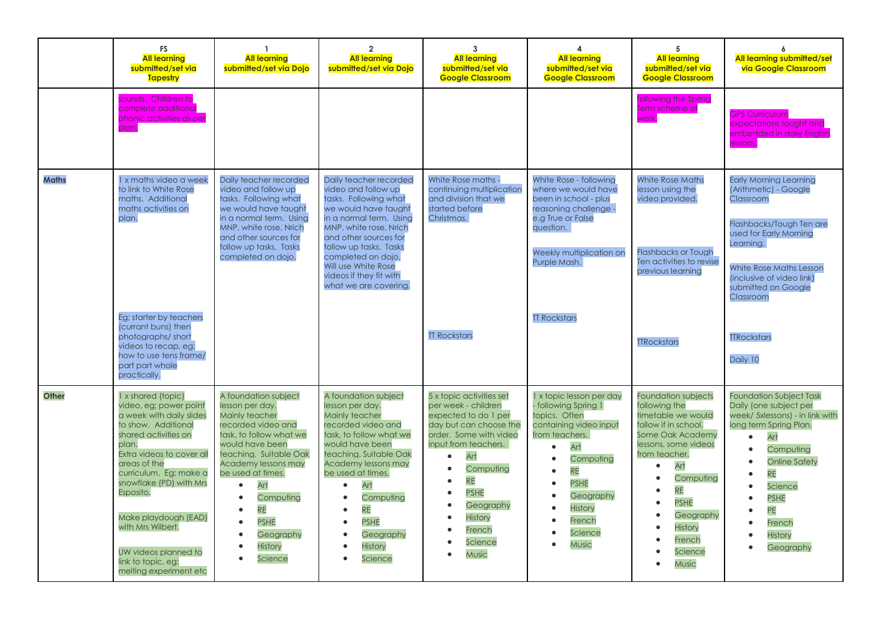| | FS<br>All learning submitted/set via Tapestry | 1<br>All learning submitted/set via Dojo | 2<br>All learning submitted/set via Dojo | 3<br>All learning submitted/set via Google Classroom | 4<br>All learning submitted/set via Google Classroom | 5<br>All learning submitted/set via Google Classroom | 6<br>All learning submitted/set via Google Classroom |
|---|---|---|---|---|---|---|---|
| | sounds. Children to complete additional phonic activities as per plan. | | | | | following the Spring Term scheme of work. | GPS Curriculum expectations taught and embedded in daily English lessons. |
| **Maths** | 1 x maths video a week to link to White Rose maths. Additional maths activities on plan.<br><br>Eg; starter by teachers (currant buns) then photographs/ short videos to recap, eg; how to use tens frame/ part part whole practically. | Daily teacher recorded video and follow up tasks. Following what we would have taught in a normal term. Using MNP, white rose, Nrich and other sources for follow up tasks. Tasks completed on dojo. | Daily teacher recorded video and follow up tasks. Following what we would have taught in a normal term. Using MNP, white rose, Nrich and other sources for follow up tasks. Tasks completed on dojo. Will use White Rose videos if they fit with what we are covering. | White Rose maths - continuing multiplication and division that we started before Christmas.<br><br>TT Rockstars | White Rose - following where we would have been in school - plus reasoning challenge - e.g True or False question.<br><br>Weekly multiplication on Purple Mash.<br><br>TT Rockstars | White Rose Maths lesson using the video provided.<br><br>Flashbacks or Tough Ten activities to revise previous learning<br><br>TTRockstars | Early Morning Learning (Arithmetic) - Google Classroom<br><br>Flashbacks/Tough Ten are used for Early Morning Learning.<br><br>White Rose Maths Lesson (inclusive of video link) submitted on Google Classroom<br><br>TTRockstars<br><br>Daily 10 |
| **Other** | 1 x shared (topic) video, eg; power point a week with daily slides to show. Additional shared activities on plan.<br>Extra videos to cover all areas of the curriculum. Eg; make a snowflake (PD) with Mrs Esposito.<br><br>Make playdough (EAD) with Mrs Wilbert.<br><br>UW videos planned to link to topic, eg; melting experiment etc | A foundation subject lesson per day. Mainly teacher recorded video and task, to follow what we would have been teaching. Suitable Oak Academy lessons may be used at times.<br>• Art<br>• Computing<br>• RE<br>• PSHE<br>• Geography<br>• History<br>• Science | A foundation subject lesson per day. Mainly teacher recorded video and task, to follow what we would have been teaching. Suitable Oak Academy lessons may be used at times.<br>• Art<br>• Computing<br>• RE<br>• PSHE<br>• Geography<br>• History<br>• Science | 5 x topic activities set per week - children expected to do 1 per day but can choose the order. Some with video input from teachers.<br>• Art<br>• Computing<br>• RE<br>• PSHE<br>• Geography<br>• History<br>• French<br>• Science<br>• Music | 1 x topic lesson per day - following Spring 1 topics. Often containing video input from teachers.<br>• Art<br>• Computing<br>• RE<br>• PSHE<br>• Geography<br>• History<br>• French<br>• Science<br>• Music | Foundation subjects following the timetable we would follow if in school. Some Oak Academy lessons, some videos from teacher.<br>• Art<br>• Computing<br>• RE<br>• PSHE<br>• Geography<br>• History<br>• French<br>• Science<br>• Music | Foundation Subject Task Daily (one subject per week/ 5xlessons) - in link with long term Spring Plan.<br>• Art<br>• Computing<br>• Online Safety<br>• RE<br>• Science<br>• PSHE<br>• PE<br>• French<br>• History<br>• Geography |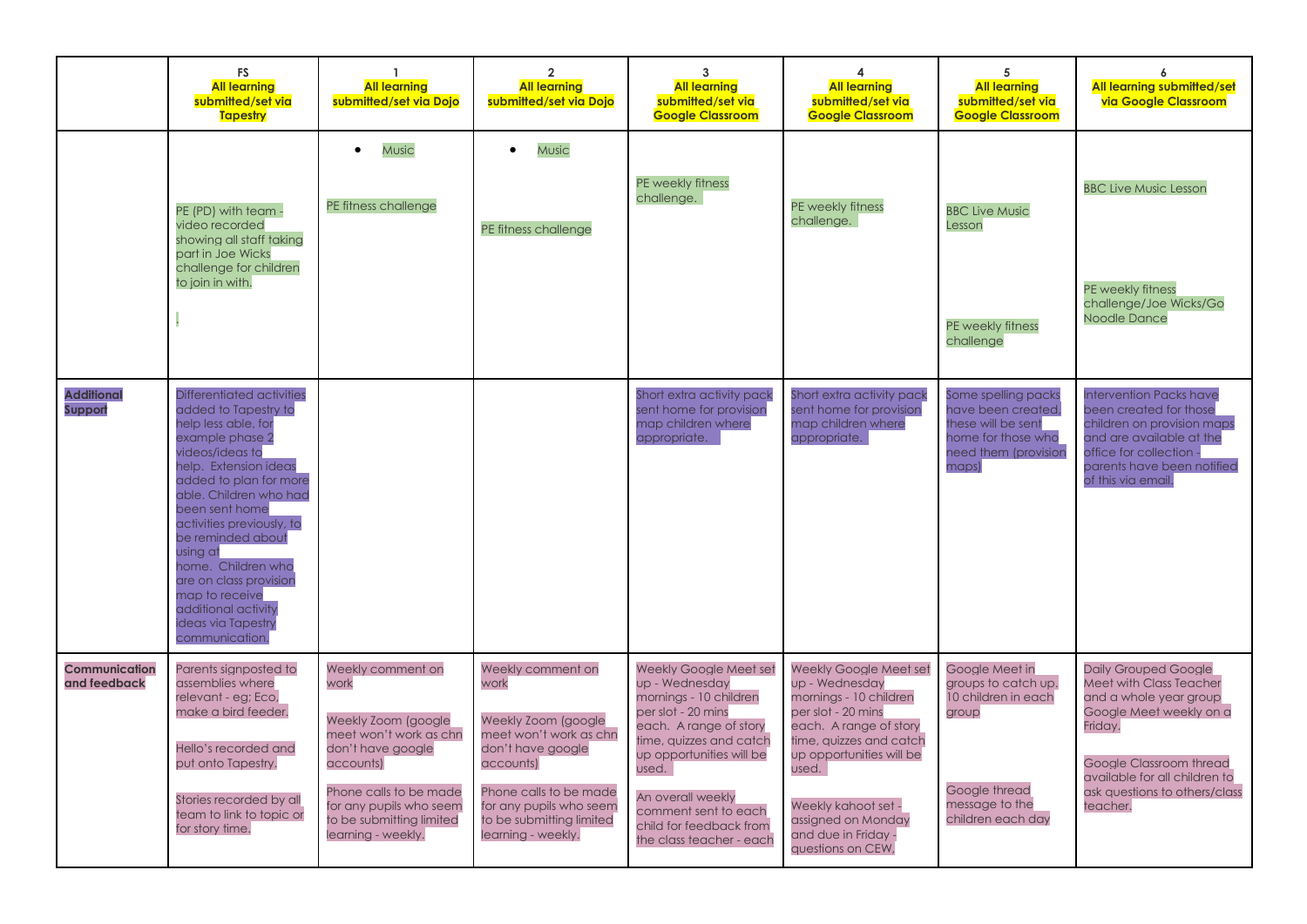| | FS<br>**All learning submitted/set via Tapestry** | 1<br>**All learning submitted/set via Dojo** | 2<br>**All learning submitted/set via Dojo** | 3<br>**All learning submitted/set via Google Classroom** | 4<br>**All learning submitted/set via Google Classroom** | 5<br>**All learning submitted/set via Google Classroom** | 6<br>**All learning submitted/set via Google Classroom** |
|---|---|---|---|---|---|---|---|
| | PE (PD) with team - video recorded showing all staff taking part in Joe Wicks challenge for children to join in with.<br><br>. | • Music<br><br>PE fitness challenge | • Music<br><br>PE fitness challenge | PE weekly fitness challenge. | PE weekly fitness challenge. | BBC Live Music Lesson<br><br>PE weekly fitness challenge | BBC Live Music Lesson<br><br>PE weekly fitness challenge/Joe Wicks/Go Noodle Dance |
| **Additional Support** | Differentiated activities added to Tapestry to help less able, for example phase 2 videos/ideas to help. Extension ideas added to plan for more able. Children who had been sent home activities previously, to be reminded about using at home. Children who are on class provision map to receive additional activity ideas via Tapestry communication. | | | Short extra activity pack sent home for provision map children where appropriate. | Short extra activity pack sent home for provision map children where appropriate. | Some spelling packs have been created, these will be sent home for those who need them (provision maps) | Intervention Packs have been created for those children on provision maps and are available at the office for collection - parents have been notified of this via email. |
| **Communication and feedback** | Parents signposted to assemblies where relevant - eg; Eco, make a bird feeder.<br><br>Hello's recorded and put onto Tapestry.<br><br>Stories recorded by all team to link to topic or for story time. | Weekly comment on work<br><br>Weekly Zoom (google meet won't work as chn don't have google accounts)<br><br>Phone calls to be made for any pupils who seem to be submitting limited learning - weekly. | Weekly comment on work<br><br>Weekly Zoom (google meet won't work as chn don't have google accounts)<br><br>Phone calls to be made for any pupils who seem to be submitting limited learning - weekly. | Weekly Google Meet set up - Wednesday mornings - 10 children per slot - 20 mins each. A range of story time, quizzes and catch up opportunities will be used.<br><br>An overall weekly comment sent to each child for feedback from the class teacher - each | Weekly Google Meet set up - Wednesday mornings - 10 children per slot - 20 mins each. A range of story time, quizzes and catch up opportunities will be used.<br><br>Weekly kahoot set - assigned on Monday and due in Friday - questions on CEW. | Google Meet in groups to catch up. 10 children in each group<br><br>Google thread message to the children each day | Daily Grouped Google Meet with Class Teacher and a whole year group Google Meet weekly on a Friday.<br><br>Google Classroom thread available for all children to ask questions to others/class teacher. |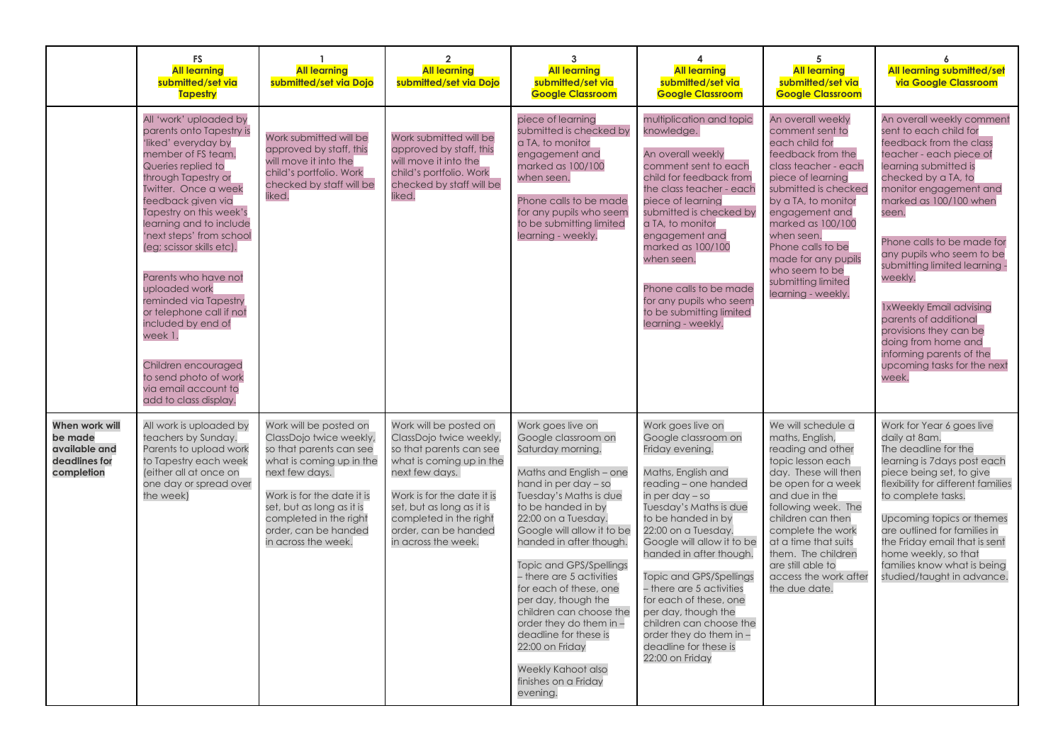| | FS<br>**All learning submitted/set via Tapestry** | 1<br>**All learning submitted/set via Dojo** | 2<br>**All learning submitted/set via Dojo** | 3<br>**All learning submitted/set via Google Classroom** | 4<br>**All learning submitted/set via Google Classroom** | 5<br>**All learning submitted/set via Google Classroom** | 6<br>**All learning submitted/set via Google Classroom** |
|---|---|---|---|---|---|---|---|
| | All 'work' uploaded by parents onto Tapestry is 'liked' everyday by member of FS team. Queries replied to through Tapestry or Twitter. Once a week feedback given via Tapestry on this week's learning and to include 'next steps' from school (eg; scissor skills etc).<br><br>Parents who have not uploaded work reminded via Tapestry or telephone call if not included by end of week 1.<br><br>Children encouraged to send photo of work via email account to add to class display. | Work submitted will be approved by staff, this will move it into the child's portfolio. Work checked by staff will be liked. | Work submitted will be approved by staff, this will move it into the child's portfolio. Work checked by staff will be liked. | piece of learning submitted is checked by a TA, to monitor engagement and marked as 100/100 when seen.<br><br>Phone calls to be made for any pupils who seem to be submitting limited learning - weekly. | multiplication and topic knowledge.<br><br>An overall weekly comment sent to each child for feedback from the class teacher - each piece of learning submitted is checked by a TA, to monitor engagement and marked as 100/100 when seen.<br><br>Phone calls to be made for any pupils who seem to be submitting limited learning - weekly. | An overall weekly comment sent to each child for feedback from the class teacher - each piece of learning submitted is checked by a TA, to monitor engagement and marked as 100/100 when seen.<br>Phone calls to be made for any pupils who seem to be submitting limited learning - weekly. | An overall weekly comment sent to each child for feedback from the class teacher - each piece of learning submitted is checked by a TA, to monitor engagement and marked as 100/100 when seen.<br><br>Phone calls to be made for any pupils who seem to be submitting limited learning - weekly.<br><br>1xWeekly Email advising parents of additional provisions they can be doing from home and informing parents of the upcoming tasks for the next week. |
| **When work will be made available and deadlines for completion** | All work is uploaded by teachers by Sunday. Parents to upload work to Tapestry each week (either all at once on one day or spread over the week) | Work will be posted on ClassDojo twice weekly, so that parents can see what is coming up in the next few days.<br><br>Work is for the date it is set, but as long as it is completed in the right order, can be handed in across the week. | Work will be posted on ClassDojo twice weekly, so that parents can see what is coming up in the next few days.<br><br>Work is for the date it is set, but as long as it is completed in the right order, can be handed in across the week. | Work goes live on Google classroom on Saturday morning.<br><br>Maths and English – one hand in per day – so Tuesday's Maths is due to be handed in by 22:00 on a Tuesday. Google will allow it to be handed in after though.<br><br>Topic and GPS/Spellings – there are 5 activities for each of these, one per day, though the children can choose the order they do them in – deadline for these is 22:00 on Friday<br><br>Weekly Kahoot also finishes on a Friday evening. | Work goes live on Google classroom on Friday evening.<br><br>Maths, English and reading – one handed in per day – so Tuesday's Maths is due to be handed in by 22:00 on a Tuesday. Google will allow it to be handed in after though.<br><br>Topic and GPS/Spellings – there are 5 activities for each of these, one per day, though the children can choose the order they do them in – deadline for these is 22:00 on Friday | We will schedule a maths, English, reading and other topic lesson each day. These will then be open for a week and due in the following week. The children can then complete the work at a time that suits them. The children are still able to access the work after the due date. | Work for Year 6 goes live daily at 8am.<br>The deadline for the learning is 7days post each piece being set, to give flexibility for different families to complete tasks.<br><br>Upcoming topics or themes are outlined for families in the Friday email that is sent home weekly, so that families know what is being studied/taught in advance. |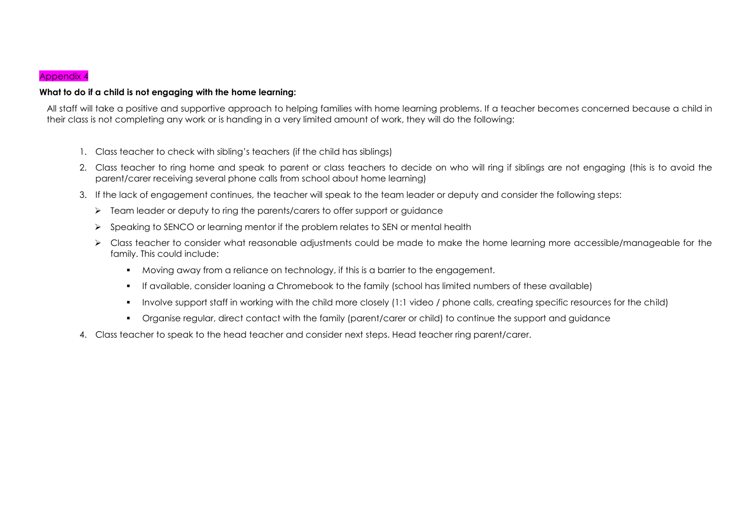Appendix 4

**What to do if a child is not engaging with the home learning:**

All staff will take a positive and supportive approach to helping families with home learning problems. If a teacher becomes concerned because a child in their class is not completing any work or is handing in a very limited amount of work, they will do the following:

1. Class teacher to check with sibling's teachers (if the child has siblings)
2. Class teacher to ring home and speak to parent or class teachers to decide on who will ring if siblings are not engaging (this is to avoid the parent/carer receiving several phone calls from school about home learning)
3. If the lack of engagement continues, the teacher will speak to the team leader or deputy and consider the following steps:
   - Team leader or deputy to ring the parents/carers to offer support or guidance
   - Speaking to SENCO or learning mentor if the problem relates to SEN or mental health
   - Class teacher to consider what reasonable adjustments could be made to make the home learning more accessible/manageable for the family. This could include:
     - Moving away from a reliance on technology, if this is a barrier to the engagement.
     - If available, consider loaning a Chromebook to the family (school has limited numbers of these available)
     - Involve support staff in working with the child more closely (1:1 video / phone calls, creating specific resources for the child)
     - Organise regular, direct contact with the family (parent/carer or child) to continue the support and guidance
4. Class teacher to speak to the head teacher and consider next steps. Head teacher ring parent/carer.